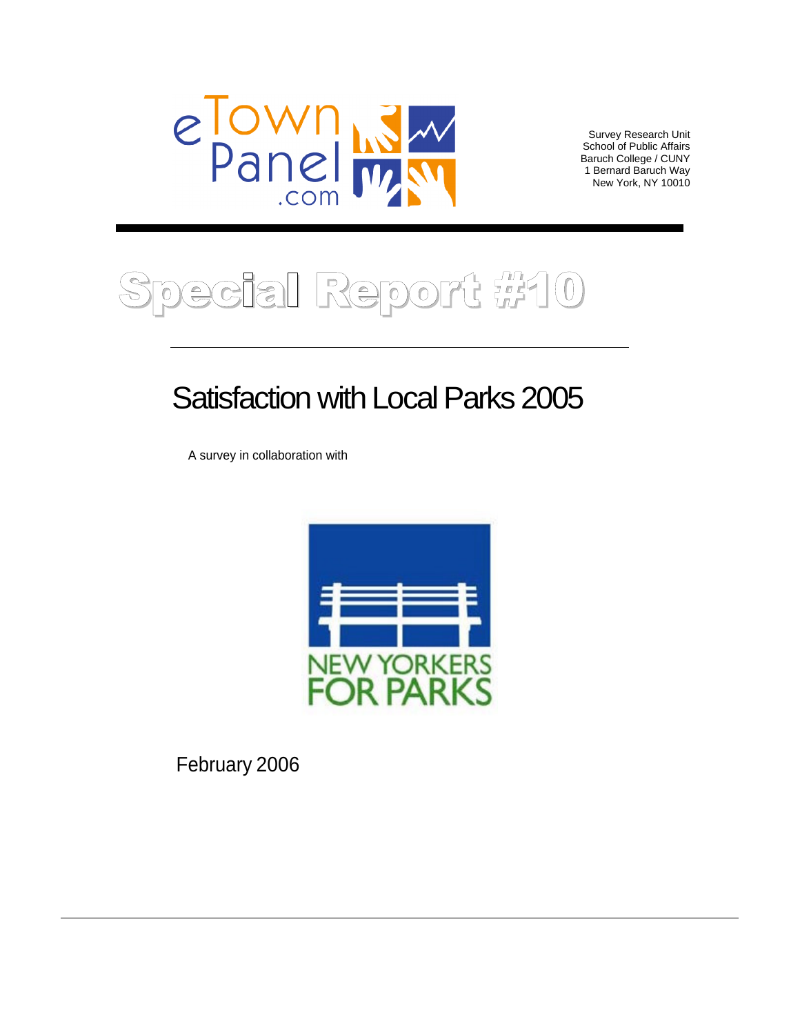eTownPanel.com

Survey Research Unit
School of Public Affairs
Baruch College / CUNY
1 Bernard Baruch Way
New York, NY 10010

# Special Report #10

## Satisfaction with Local Parks 2005

A survey in collaboration with

NEW YORKERS FOR PARKS

February 2006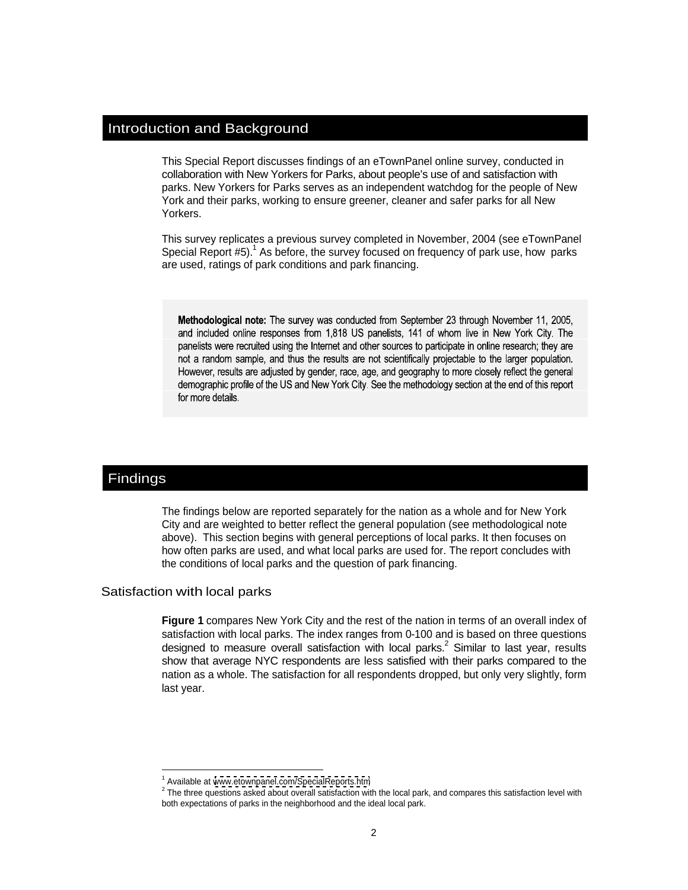## Introduction and Background

This Special Report discusses findings of an eTownPanel online survey, conducted in collaboration with New Yorkers for Parks, about people's use of and satisfaction with parks. New Yorkers for Parks serves as an independent watchdog for the people of New York and their parks, working to ensure greener, cleaner and safer parks for all New Yorkers.

This survey replicates a previous survey completed in November, 2004 (see eTownPanel Special Report #5).[1] As before, the survey focused on frequency of park use, how parks are used, ratings of park conditions and park financing.

**Methodological note:** The survey was conducted from September 23 through November 11, 2005, and included online responses from 1,818 US panelists, 141 of whom live in New York City. The panelists were recruited using the Internet and other sources to participate in online research; they are not a random sample, and thus the results are not scientifically projectable to the larger population. However, results are adjusted by gender, race, age, and geography to more closely reflect the general demographic profile of the US and New York City. See the methodology section at the end of this report for more details.

## Findings

The findings below are reported separately for the nation as a whole and for New York City and are weighted to better reflect the general population (see methodological note above). This section begins with general perceptions of local parks. It then focuses on how often parks are used, and what local parks are used for. The report concludes with the conditions of local parks and the question of park financing.

### Satisfaction with local parks

**Figure 1** compares New York City and the rest of the nation in terms of an overall index of satisfaction with local parks. The index ranges from 0-100 and is based on three questions designed to measure overall satisfaction with local parks.[2] Similar to last year, results show that average NYC respondents are less satisfied with their parks compared to the nation as a whole. The satisfaction for all respondents dropped, but only very slightly, form last year.

---

[1] Available at www.etownpanel.com/SpecialReports.htm

[2] The three questions asked about overall satisfaction with the local park, and compares this satisfaction level with both expectations of parks in the neighborhood and the ideal local park.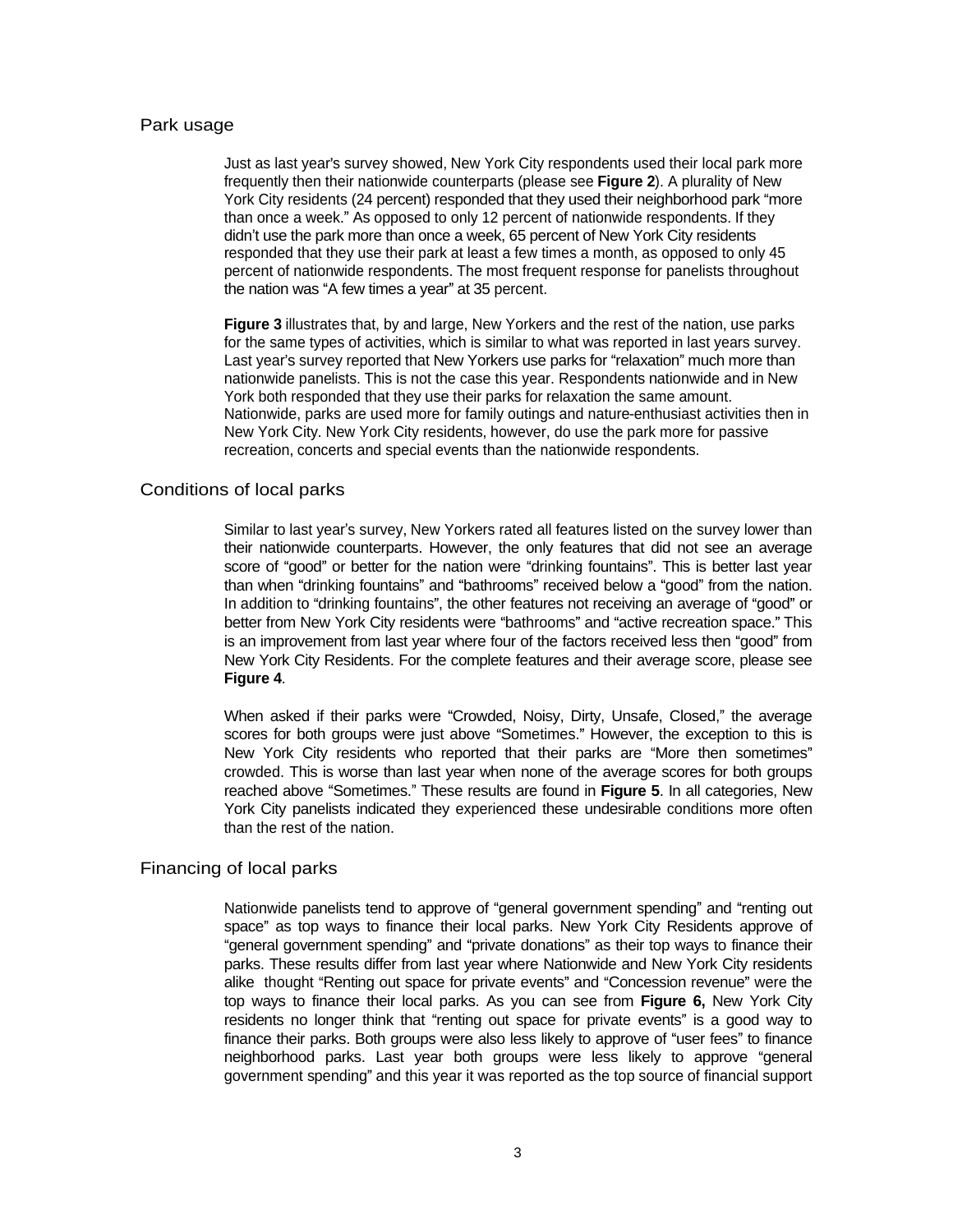## Park usage

Just as last year's survey showed, New York City respondents used their local park more frequently then their nationwide counterparts (please see **Figure 2**). A plurality of New York City residents (24 percent) responded that they used their neighborhood park "more than once a week." As opposed to only 12 percent of nationwide respondents. If they didn't use the park more than once a week, 65 percent of New York City residents responded that they use their park at least a few times a month, as opposed to only 45 percent of nationwide respondents. The most frequent response for panelists throughout the nation was "A few times a year" at 35 percent.

**Figure 3** illustrates that, by and large, New Yorkers and the rest of the nation, use parks for the same types of activities, which is similar to what was reported in last years survey. Last year's survey reported that New Yorkers use parks for "relaxation" much more than nationwide panelists. This is not the case this year. Respondents nationwide and in New York both responded that they use their parks for relaxation the same amount. Nationwide, parks are used more for family outings and nature-enthusiast activities then in New York City. New York City residents, however, do use the park more for passive recreation, concerts and special events than the nationwide respondents.

## Conditions of local parks

Similar to last year's survey, New Yorkers rated all features listed on the survey lower than their nationwide counterparts. However, the only features that did not see an average score of "good" or better for the nation were "drinking fountains". This is better last year than when "drinking fountains" and "bathrooms" received below a "good" from the nation. In addition to "drinking fountains", the other features not receiving an average of "good" or better from New York City residents were "bathrooms" and "active recreation space." This is an improvement from last year where four of the factors received less then "good" from New York City Residents. For the complete features and their average score, please see **Figure 4**.

When asked if their parks were "Crowded, Noisy, Dirty, Unsafe, Closed," the average scores for both groups were just above "Sometimes." However, the exception to this is New York City residents who reported that their parks are "More then sometimes" crowded. This is worse than last year when none of the average scores for both groups reached above "Sometimes." These results are found in **Figure 5**. In all categories, New York City panelists indicated they experienced these undesirable conditions more often than the rest of the nation.

## Financing of local parks

Nationwide panelists tend to approve of "general government spending" and "renting out space" as top ways to finance their local parks. New York City Residents approve of "general government spending" and "private donations" as their top ways to finance their parks. These results differ from last year where Nationwide and New York City residents alike thought "Renting out space for private events" and "Concession revenue" were the top ways to finance their local parks. As you can see from **Figure 6,** New York City residents no longer think that "renting out space for private events" is a good way to finance their parks. Both groups were also less likely to approve of "user fees" to finance neighborhood parks. Last year both groups were less likely to approve "general government spending" and this year it was reported as the top source of financial support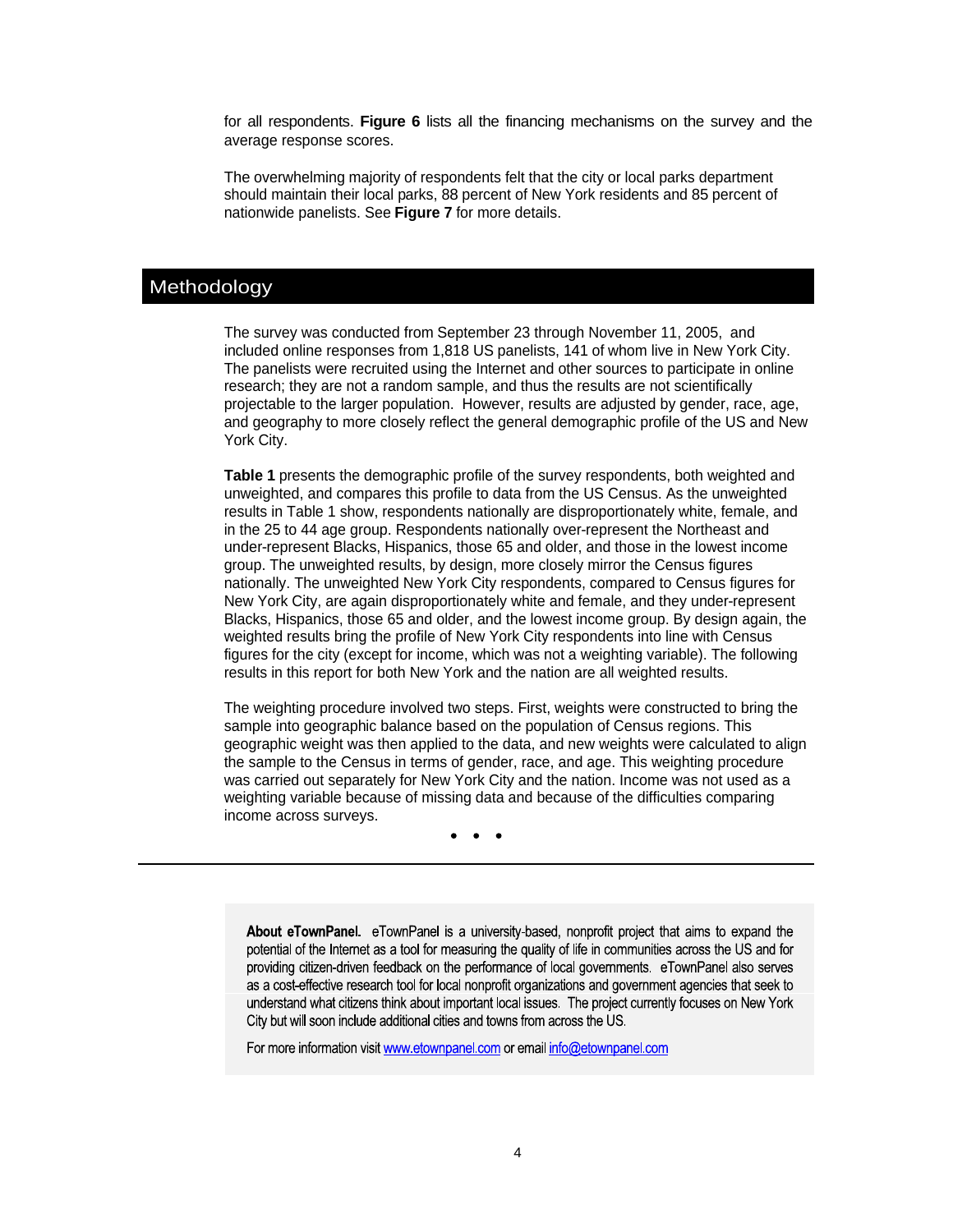for all respondents. **Figure 6** lists all the financing mechanisms on the survey and the average response scores.

The overwhelming majority of respondents felt that the city or local parks department should maintain their local parks, 88 percent of New York residents and 85 percent of nationwide panelists. See **Figure 7** for more details.

## Methodology

The survey was conducted from September 23 through November 11, 2005, and included online responses from 1,818 US panelists, 141 of whom live in New York City. The panelists were recruited using the Internet and other sources to participate in online research; they are not a random sample, and thus the results are not scientifically projectable to the larger population. However, results are adjusted by gender, race, age, and geography to more closely reflect the general demographic profile of the US and New York City.

**Table 1** presents the demographic profile of the survey respondents, both weighted and unweighted, and compares this profile to data from the US Census. As the unweighted results in Table 1 show, respondents nationally are disproportionately white, female, and in the 25 to 44 age group. Respondents nationally over-represent the Northeast and under-represent Blacks, Hispanics, those 65 and older, and those in the lowest income group. The unweighted results, by design, more closely mirror the Census figures nationally. The unweighted New York City respondents, compared to Census figures for New York City, are again disproportionately white and female, and they under-represent Blacks, Hispanics, those 65 and older, and the lowest income group. By design again, the weighted results bring the profile of New York City respondents into line with Census figures for the city (except for income, which was not a weighting variable). The following results in this report for both New York and the nation are all weighted results.

The weighting procedure involved two steps. First, weights were constructed to bring the sample into geographic balance based on the population of Census regions. This geographic weight was then applied to the data, and new weights were calculated to align the sample to the Census in terms of gender, race, and age. This weighting procedure was carried out separately for New York City and the nation. Income was not used as a weighting variable because of missing data and because of the difficulties comparing income across surveys.

• • •

---

**About eTownPanel.** eTownPanel is a university-based, nonprofit project that aims to expand the potential of the Internet as a tool for measuring the quality of life in communities across the US and for providing citizen-driven feedback on the performance of local governments. eTownPanel also serves as a cost-effective research tool for local nonprofit organizations and government agencies that seek to understand what citizens think about important local issues. The project currently focuses on New York City but will soon include additional cities and towns from across the US.

For more information visit www.etownpanel.com or email info@etownpanel.com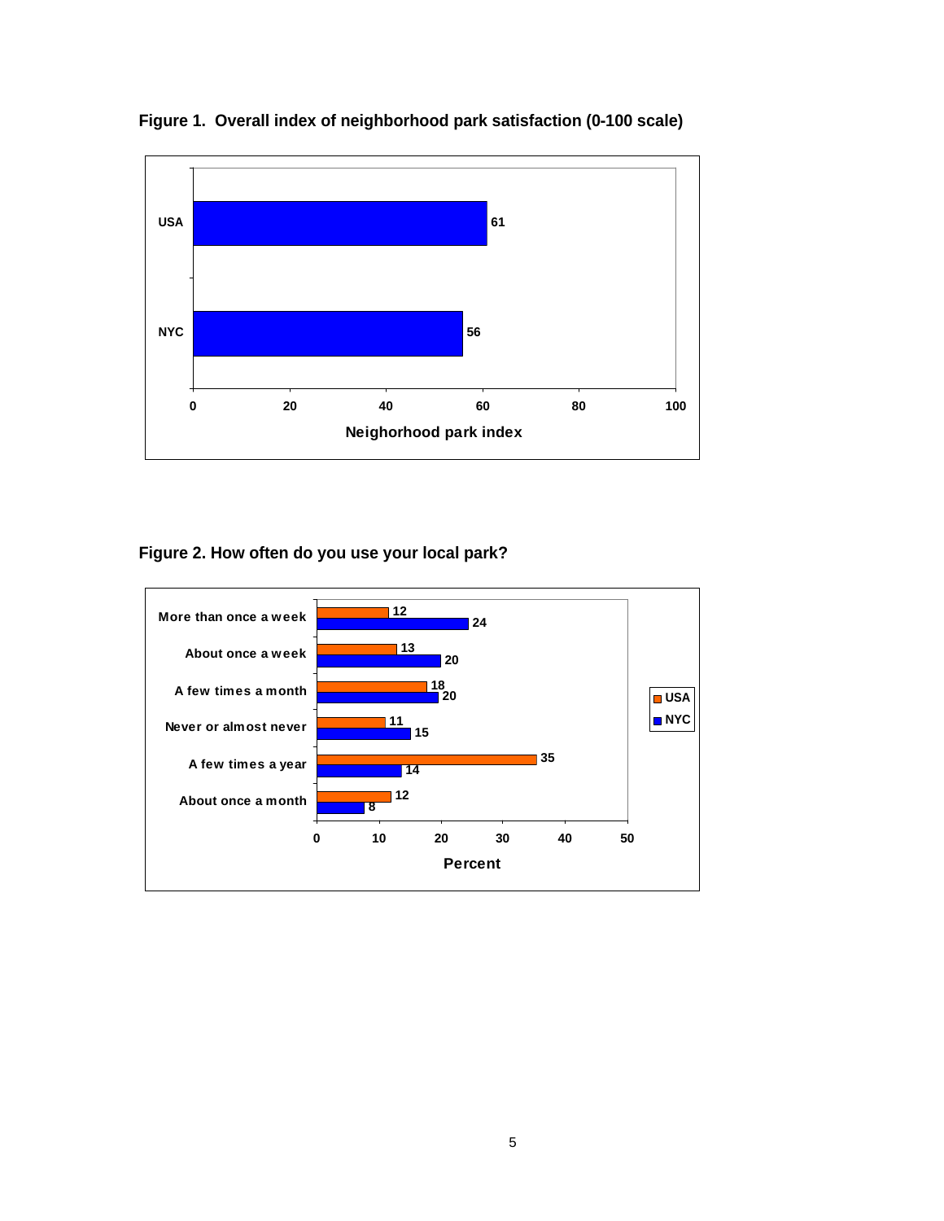**Figure 1. Overall index of neighborhood park satisfaction (0-100 scale)**

| | Neighorhood park index |
|---|---|
| USA | 61 |
| NYC | 56 |

**Figure 2. How often do you use your local park?**

| | USA | NYC |
|---|---|---|
| More than once a week | 12 | 24 |
| About once a week | 13 | 20 |
| A few times a month | 18 | 20 |
| Never or almost never | 11 | 15 |
| A few times a year | 35 | 14 |
| About once a month | 12 | 8 |

Percent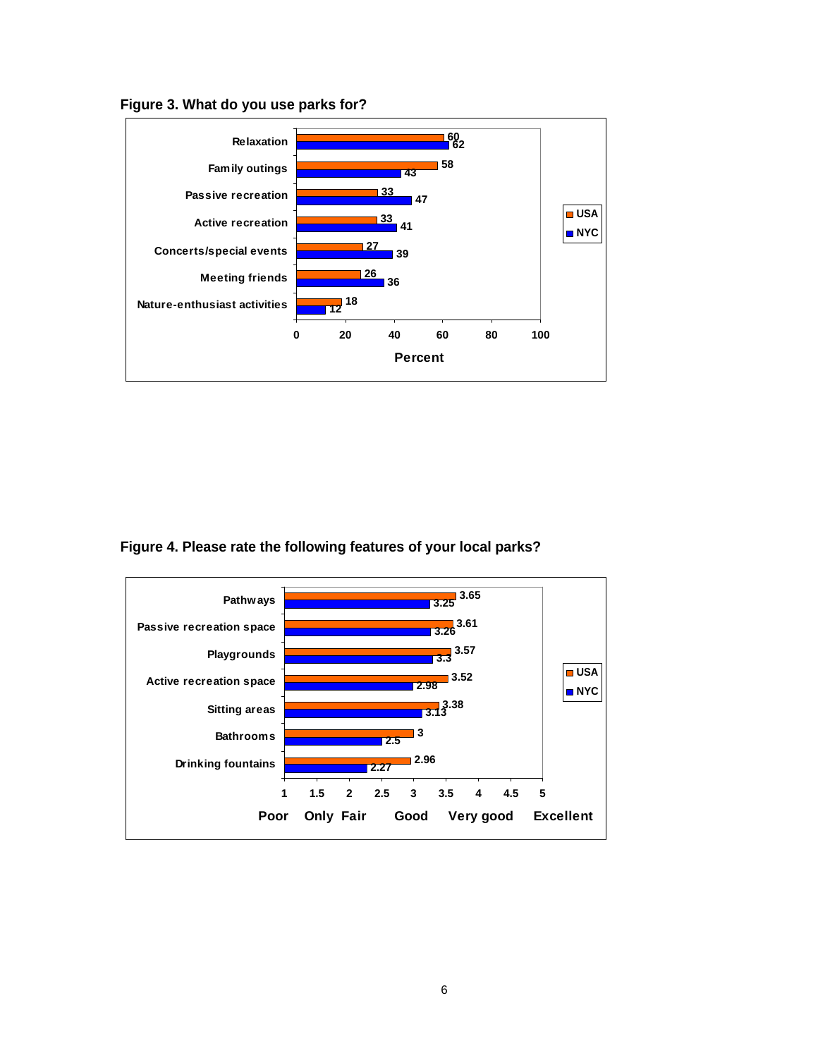**Figure 3. What do you use parks for?**

| Activity | USA (%) | NYC (%) |
|---|---|---|
| Relaxation | 60 | 62 |
| Family outings | 58 | 43 |
| Passive recreation | 33 | 47 |
| Active recreation | 33 | 41 |
| Concerts/special events | 27 | 39 |
| Meeting friends | 26 | 36 |
| Nature-enthusiast activities | 18 | 12 |

**Figure 4. Please rate the following features of your local parks?**

Rating scale: 1 = Poor, 2 = Only Fair, 3 = Good, 4 = Very good, 5 = Excellent

| Feature | USA | NYC |
|---|---|---|
| Pathways | 3.65 | 3.25 |
| Passive recreation space | 3.61 | 3.26 |
| Playgrounds | 3.57 | 3.3 |
| Active recreation space | 3.52 | 2.98 |
| Sitting areas | 3.38 | 3.13 |
| Bathrooms | 3 | 2.5 |
| Drinking fountains | 2.96 | 2.27 |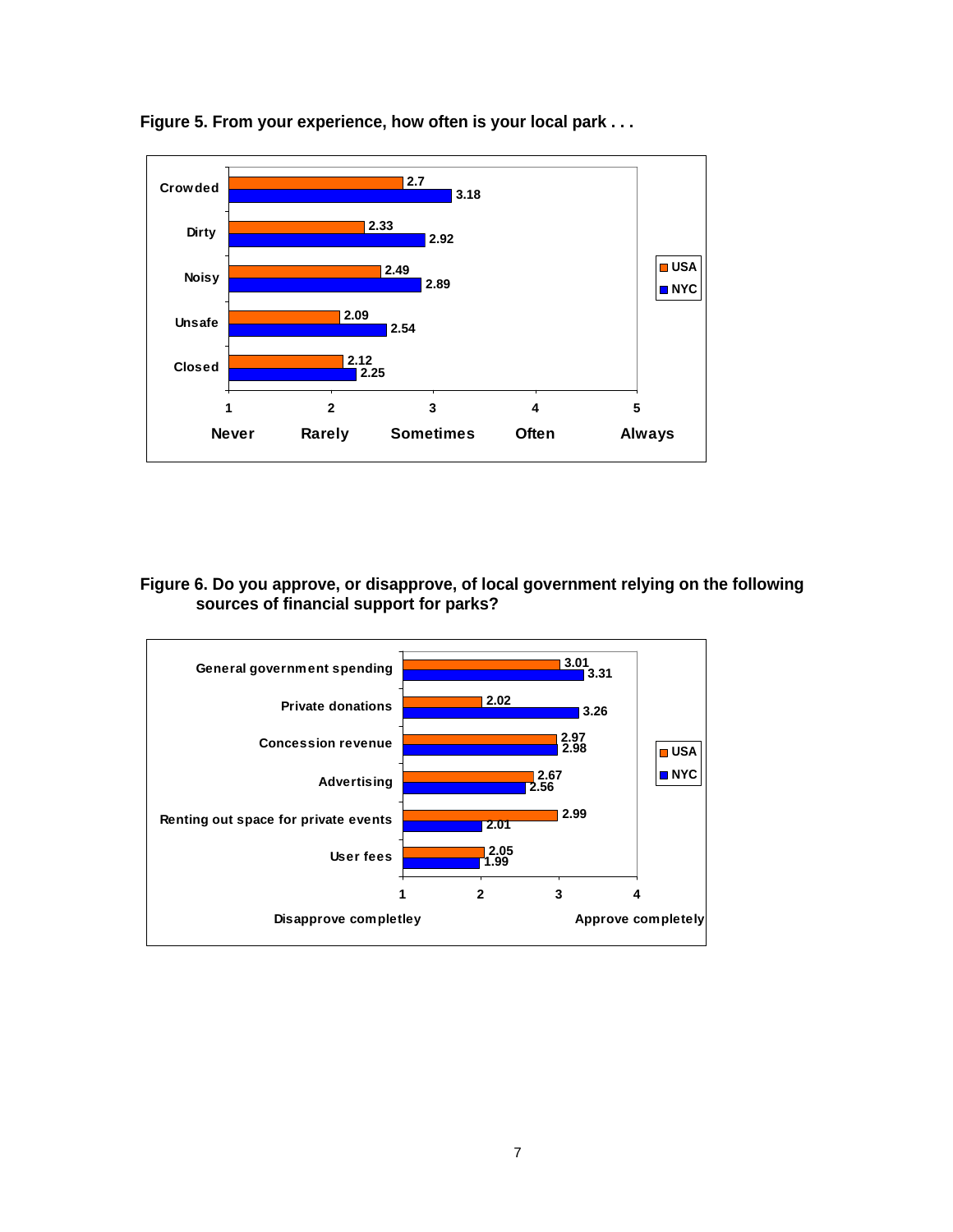**Figure 5. From your experience, how often is your local park . . .**

| | USA | NYC |
|---|---|---|
| Crowded | 2.7 | 3.18 |
| Dirty | 2.33 | 2.92 |
| Noisy | 2.49 | 2.89 |
| Unsafe | 2.09 | 2.54 |
| Closed | 2.12 | 2.25 |

Scale: 1 Never, 2 Rarely, 3 Sometimes, 4 Often, 5 Always

**Figure 6. Do you approve, or disapprove, of local government relying on the following sources of financial support for parks?**

| | USA | NYC |
|---|---|---|
| General government spending | 3.01 | 3.31 |
| Private donations | 2.02 | 3.26 |
| Concession revenue | 2.97 | 2.98 |
| Advertising | 2.67 | 2.56 |
| Renting out space for private events | 2.99 | 2.01 |
| User fees | 2.05 | 1.99 |

Scale: 1 Disapprove completley – 4 Approve completely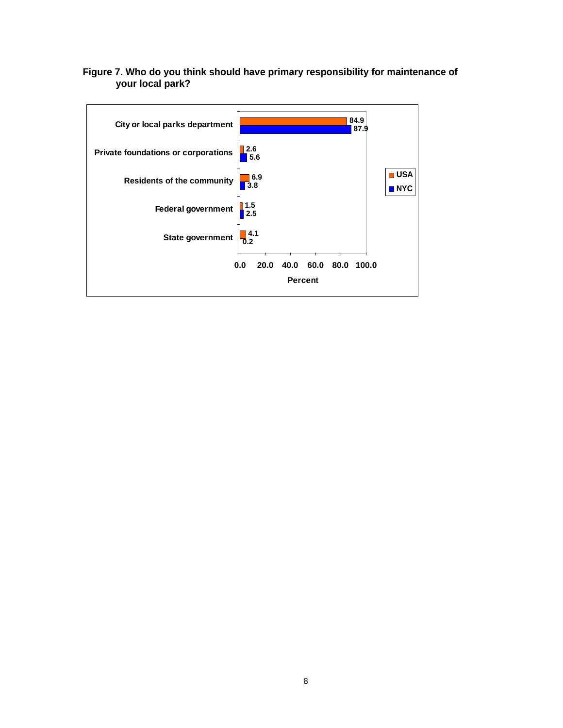**Figure 7. Who do you think should have primary responsibility for maintenance of your local park?**

| | USA | NYC |
|---|---|---|
| City or local parks department | 84.9 | 87.9 |
| Private foundations or corporations | 2.6 | 5.6 |
| Residents of the community | 6.9 | 3.8 |
| Federal government | 1.5 | 2.5 |
| State government | 4.1 | 0.2 |

Percent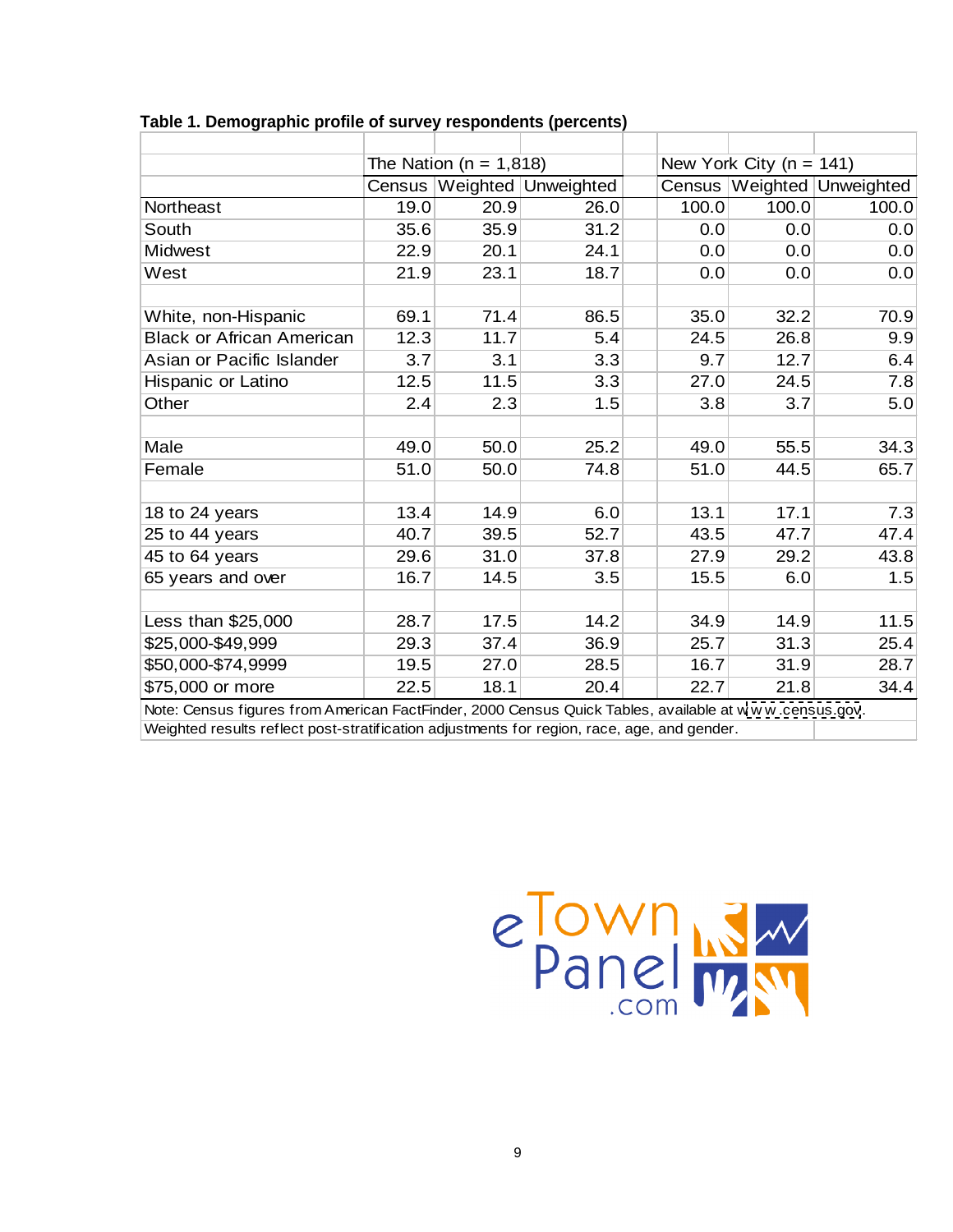**Table 1. Demographic profile of survey respondents (percents)**

| | The Nation (n = 1,818) | | | | New York City (n = 141) | | |
|---|---|---|---|---|---|---|---|
| | Census | Weighted | Unweighted | | Census | Weighted | Unweighted |
| Northeast | 19.0 | 20.9 | 26.0 | | 100.0 | 100.0 | 100.0 |
| South | 35.6 | 35.9 | 31.2 | | 0.0 | 0.0 | 0.0 |
| Midwest | 22.9 | 20.1 | 24.1 | | 0.0 | 0.0 | 0.0 |
| West | 21.9 | 23.1 | 18.7 | | 0.0 | 0.0 | 0.0 |
| | | | | | | | |
| White, non-Hispanic | 69.1 | 71.4 | 86.5 | | 35.0 | 32.2 | 70.9 |
| Black or African American | 12.3 | 11.7 | 5.4 | | 24.5 | 26.8 | 9.9 |
| Asian or Pacific Islander | 3.7 | 3.1 | 3.3 | | 9.7 | 12.7 | 6.4 |
| Hispanic or Latino | 12.5 | 11.5 | 3.3 | | 27.0 | 24.5 | 7.8 |
| Other | 2.4 | 2.3 | 1.5 | | 3.8 | 3.7 | 5.0 |
| | | | | | | | |
| Male | 49.0 | 50.0 | 25.2 | | 49.0 | 55.5 | 34.3 |
| Female | 51.0 | 50.0 | 74.8 | | 51.0 | 44.5 | 65.7 |
| | | | | | | | |
| 18 to 24 years | 13.4 | 14.9 | 6.0 | | 13.1 | 17.1 | 7.3 |
| 25 to 44 years | 40.7 | 39.5 | 52.7 | | 43.5 | 47.7 | 47.4 |
| 45 to 64 years | 29.6 | 31.0 | 37.8 | | 27.9 | 29.2 | 43.8 |
| 65 years and over | 16.7 | 14.5 | 3.5 | | 15.5 | 6.0 | 1.5 |
| | | | | | | | |
| Less than $25,000 | 28.7 | 17.5 | 14.2 | | 34.9 | 14.9 | 11.5 |
| $25,000-$49,999 | 29.3 | 37.4 | 36.9 | | 25.7 | 31.3 | 25.4 |
| $50,000-$74,9999 | 19.5 | 27.0 | 28.5 | | 16.7 | 31.9 | 28.7 |
| $75,000 or more | 22.5 | 18.1 | 20.4 | | 22.7 | 21.8 | 34.4 |

Note: Census figures from American FactFinder, 2000 Census Quick Tables, available at www.census.gov.
Weighted results reflect post-stratification adjustments for region, race, age, and gender.

eTown Panel .com